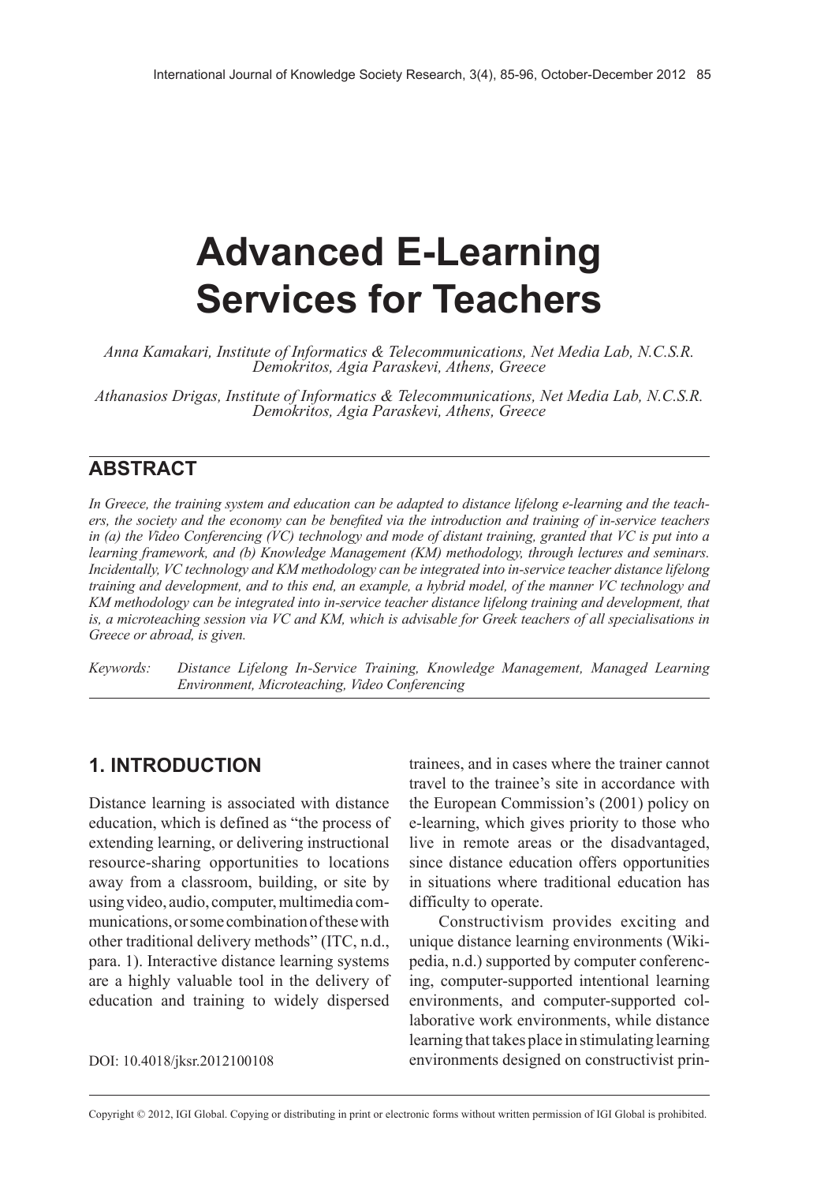# Advanced E-Learning Services for Teachers

*Anna Kamakari, Institute of Informatics & Telecommunications, Net Media Lab, N.C.S.R. Demokritos, Agia Paraskevi, Athens, Greece*

*Athanasios Drigas, Institute of Informatics & Telecommunications, Net Media Lab, N.C.S.R. Demokritos, Agia Paraskevi, Athens, Greece*

## ABSTRACT

*In Greece, the training system and education can be adapted to distance lifelong e-learning and the teachers, the society and the economy can be benefited via the introduction and training of in-service teachers in (a) the Video Conferencing (VC) technology and mode of distant training, granted that VC is put into a learning framework, and (b) Knowledge Management (KM) methodology, through lectures and seminars. Incidentally, VC technology and KM methodology can be integrated into in-service teacher distance lifelong training and development, and to this end, an example, a hybrid model, of the manner VC technology and KM methodology can be integrated into in-service teacher distance lifelong training and development, that is, a microteaching session via VC and KM, which is advisable for Greek teachers of all specialisations in Greece or abroad, is given.*

*Keywords:* *Distance Lifelong In-Service Training, Knowledge Management, Managed Learning Environment, Microteaching, Video Conferencing*

## 1. INTRODUCTION

Distance learning is associated with distance education, which is defined as "the process of extending learning, or delivering instructional resource-sharing opportunities to locations away from a classroom, building, or site by using video, audio, computer, multimedia communications, or some combination of these with other traditional delivery methods" (ITC, n.d., para. 1). Interactive distance learning systems are a highly valuable tool in the delivery of education and training to widely dispersed trainees, and in cases where the trainer cannot travel to the trainee's site in accordance with the European Commission's (2001) policy on e-learning, which gives priority to those who live in remote areas or the disadvantaged, since distance education offers opportunities in situations where traditional education has difficulty to operate.

Constructivism provides exciting and unique distance learning environments (Wikipedia, n.d.) supported by computer conferencing, computer-supported intentional learning environments, and computer-supported collaborative work environments, while distance learning that takes place in stimulating learning environments designed on constructivist prin-

DOI: 10.4018/jksr.2012100108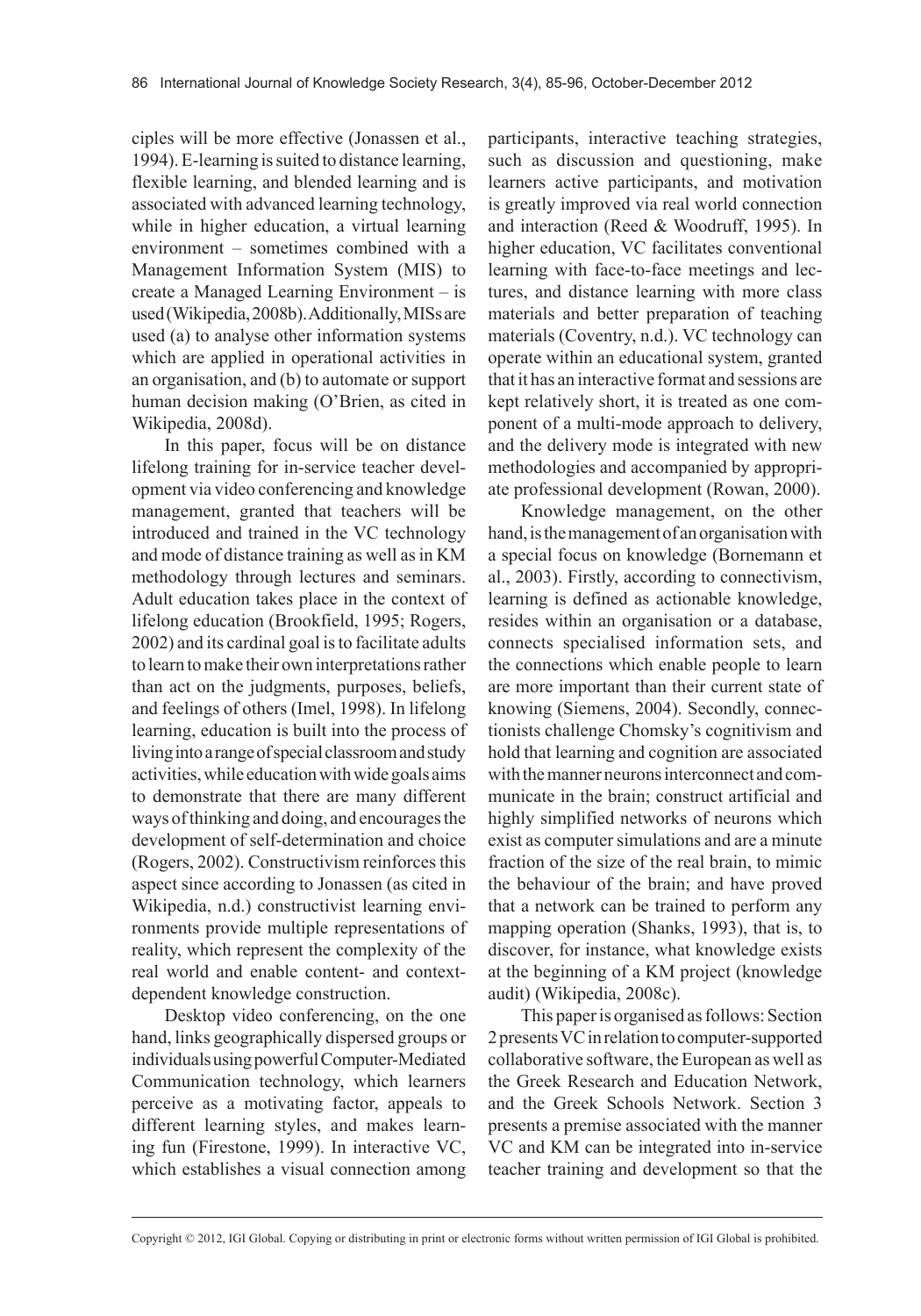ciples will be more effective (Jonassen et al., 1994). E-learning is suited to distance learning, flexible learning, and blended learning and is associated with advanced learning technology, while in higher education, a virtual learning environment – sometimes combined with a Management Information System (MIS) to create a Managed Learning Environment – is used (Wikipedia, 2008b). Additionally, MISs are used (a) to analyse other information systems which are applied in operational activities in an organisation, and (b) to automate or support human decision making (O'Brien, as cited in Wikipedia, 2008d).

In this paper, focus will be on distance lifelong training for in-service teacher development via video conferencing and knowledge management, granted that teachers will be introduced and trained in the VC technology and mode of distance training as well as in KM methodology through lectures and seminars. Adult education takes place in the context of lifelong education (Brookfield, 1995; Rogers, 2002) and its cardinal goal is to facilitate adults to learn to make their own interpretations rather than act on the judgments, purposes, beliefs, and feelings of others (Imel, 1998). In lifelong learning, education is built into the process of living into a range of special classroom and study activities, while education with wide goals aims to demonstrate that there are many different ways of thinking and doing, and encourages the development of self-determination and choice (Rogers, 2002). Constructivism reinforces this aspect since according to Jonassen (as cited in Wikipedia, n.d.) constructivist learning environments provide multiple representations of reality, which represent the complexity of the real world and enable content- and context-dependent knowledge construction.

Desktop video conferencing, on the one hand, links geographically dispersed groups or individuals using powerful Computer-Mediated Communication technology, which learners perceive as a motivating factor, appeals to different learning styles, and makes learning fun (Firestone, 1999). In interactive VC, which establishes a visual connection among participants, interactive teaching strategies, such as discussion and questioning, make learners active participants, and motivation is greatly improved via real world connection and interaction (Reed & Woodruff, 1995). In higher education, VC facilitates conventional learning with face-to-face meetings and lectures, and distance learning with more class materials and better preparation of teaching materials (Coventry, n.d.). VC technology can operate within an educational system, granted that it has an interactive format and sessions are kept relatively short, it is treated as one component of a multi-mode approach to delivery, and the delivery mode is integrated with new methodologies and accompanied by appropriate professional development (Rowan, 2000).

Knowledge management, on the other hand, is the management of an organisation with a special focus on knowledge (Bornemann et al., 2003). Firstly, according to connectivism, learning is defined as actionable knowledge, resides within an organisation or a database, connects specialised information sets, and the connections which enable people to learn are more important than their current state of knowing (Siemens, 2004). Secondly, connectionists challenge Chomsky's cognitivism and hold that learning and cognition are associated with the manner neurons interconnect and communicate in the brain; construct artificial and highly simplified networks of neurons which exist as computer simulations and are a minute fraction of the size of the real brain, to mimic the behaviour of the brain; and have proved that a network can be trained to perform any mapping operation (Shanks, 1993), that is, to discover, for instance, what knowledge exists at the beginning of a KM project (knowledge audit) (Wikipedia, 2008c).

This paper is organised as follows: Section 2 presents VC in relation to computer-supported collaborative software, the European as well as the Greek Research and Education Network, and the Greek Schools Network. Section 3 presents a premise associated with the manner VC and KM can be integrated into in-service teacher training and development so that the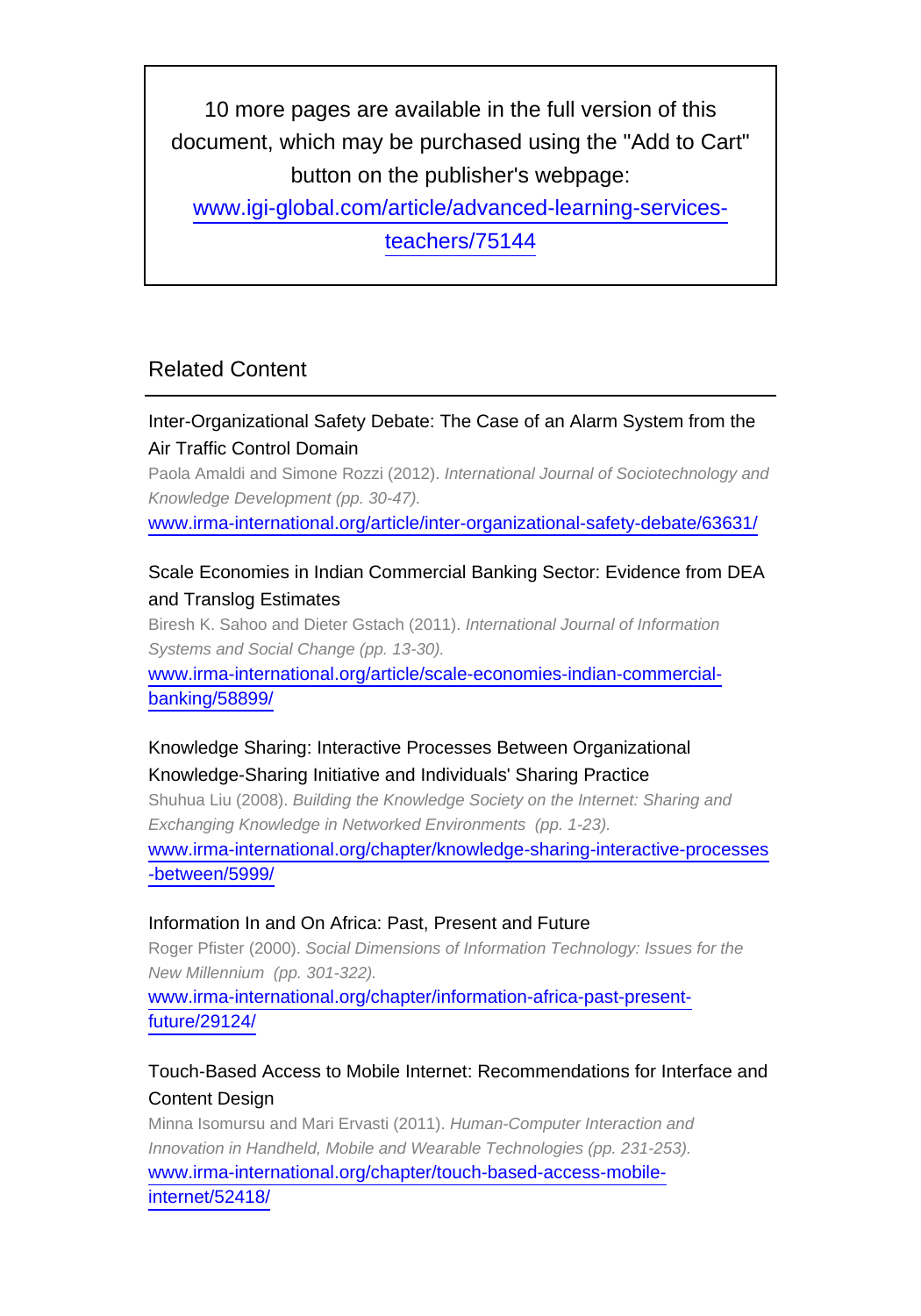10 more pages are available in the full version of this document, which may be purchased using the "Add to Cart" button on the publisher's webpage: www.igi-global.com/article/advanced-learning-services-teachers/75144

## Related Content

Inter-Organizational Safety Debate: The Case of an Alarm System from the Air Traffic Control Domain
Paola Amaldi and Simone Rozzi (2012). *International Journal of Sociotechnology and Knowledge Development (pp. 30-47).*
www.irma-international.org/article/inter-organizational-safety-debate/63631/

Scale Economies in Indian Commercial Banking Sector: Evidence from DEA and Translog Estimates
Biresh K. Sahoo and Dieter Gstach (2011). *International Journal of Information Systems and Social Change (pp. 13-30).*
www.irma-international.org/article/scale-economies-indian-commercial-banking/58899/

Knowledge Sharing: Interactive Processes Between Organizational Knowledge-Sharing Initiative and Individuals' Sharing Practice
Shuhua Liu (2008). *Building the Knowledge Society on the Internet: Sharing and Exchanging Knowledge in Networked Environments (pp. 1-23).*
www.irma-international.org/chapter/knowledge-sharing-interactive-processes-between/5999/

Information In and On Africa: Past, Present and Future
Roger Pfister (2000). *Social Dimensions of Information Technology: Issues for the New Millennium (pp. 301-322).*
www.irma-international.org/chapter/information-africa-past-present-future/29124/

Touch-Based Access to Mobile Internet: Recommendations for Interface and Content Design
Minna Isomursu and Mari Ervasti (2011). *Human-Computer Interaction and Innovation in Handheld, Mobile and Wearable Technologies (pp. 231-253).*
www.irma-international.org/chapter/touch-based-access-mobile-internet/52418/